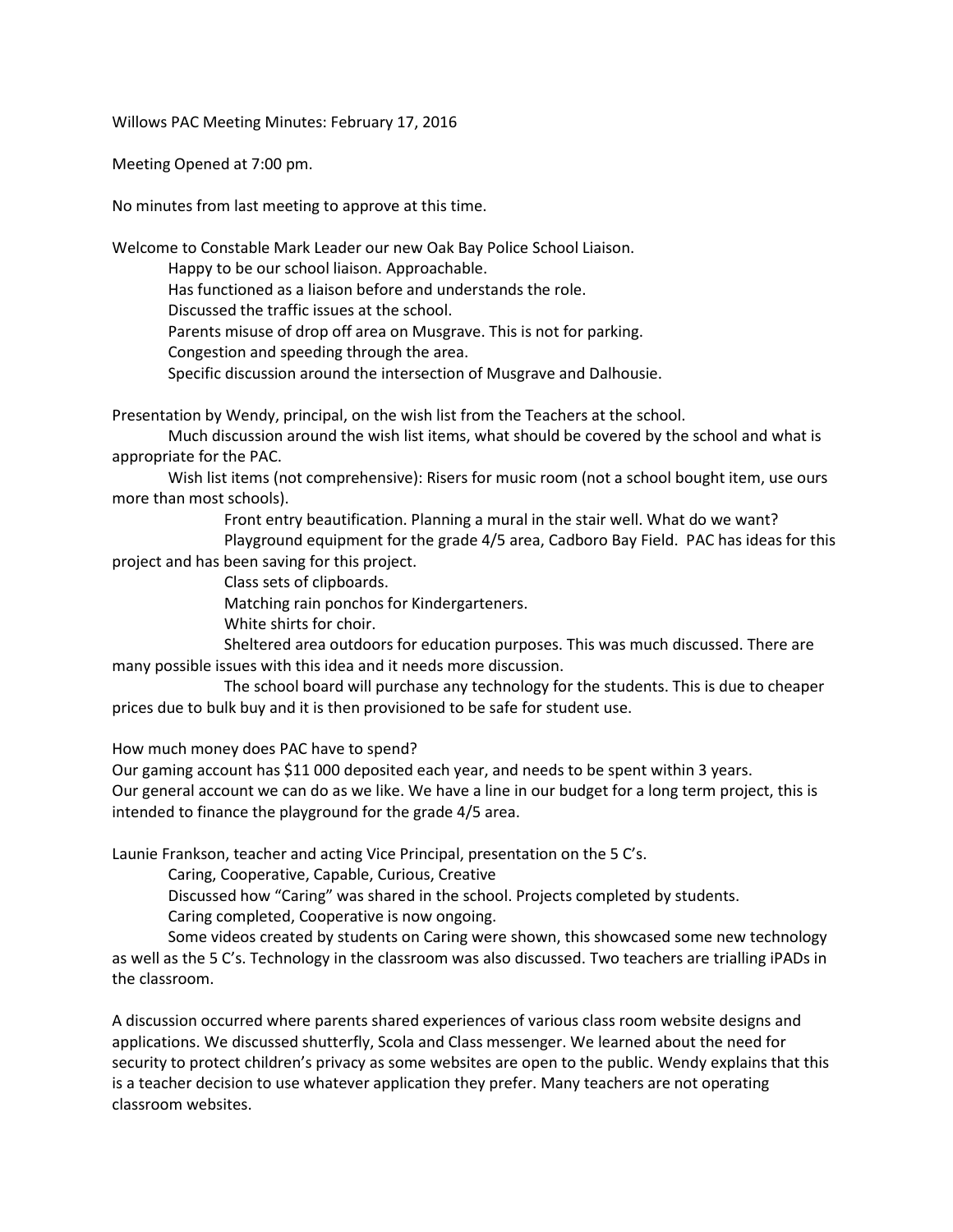Willows PAC Meeting Minutes: February 17, 2016

Meeting Opened at 7:00 pm.

No minutes from last meeting to approve at this time.

Welcome to Constable Mark Leader our new Oak Bay Police School Liaison.

- Happy to be our school liaison. Approachable.
- Has functioned as a liaison before and understands the role.
- Discussed the traffic issues at the school.
- Parents misuse of drop off area on Musgrave. This is not for parking.
- Congestion and speeding through the area.
- Specific discussion around the intersection of Musgrave and Dalhousie.

Presentation by Wendy, principal, on the wish list from the Teachers at the school.

Much discussion around the wish list items, what should be covered by the school and what is appropriate for the PAC.

Wish list items (not comprehensive): Risers for music room (not a school bought item, use ours more than most schools).

- Front entry beautification. Planning a mural in the stair well. What do we want?
- Playground equipment for the grade 4/5 area, Cadboro Bay Field. PAC has ideas for this project and has been saving for this project.
- Class sets of clipboards.
- Matching rain ponchos for Kindergarteners.
- White shirts for choir.
- Sheltered area outdoors for education purposes. This was much discussed. There are many possible issues with this idea and it needs more discussion.
- The school board will purchase any technology for the students. This is due to cheaper prices due to bulk buy and it is then provisioned to be safe for student use.

How much money does PAC have to spend?
Our gaming account has $11 000 deposited each year, and needs to be spent within 3 years.
Our general account we can do as we like. We have a line in our budget for a long term project, this is intended to finance the playground for the grade 4/5 area.

Launie Frankson, teacher and acting Vice Principal, presentation on the 5 C's.

- Caring, Cooperative, Capable, Curious, Creative
- Discussed how "Caring" was shared in the school. Projects completed by students.
- Caring completed, Cooperative is now ongoing.
- Some videos created by students on Caring were shown, this showcased some new technology as well as the 5 C's. Technology in the classroom was also discussed. Two teachers are trialling iPADs in the classroom.

A discussion occurred where parents shared experiences of various class room website designs and applications. We discussed shutterfly, Scola and Class messenger. We learned about the need for security to protect children's privacy as some websites are open to the public. Wendy explains that this is a teacher decision to use whatever application they prefer. Many teachers are not operating classroom websites.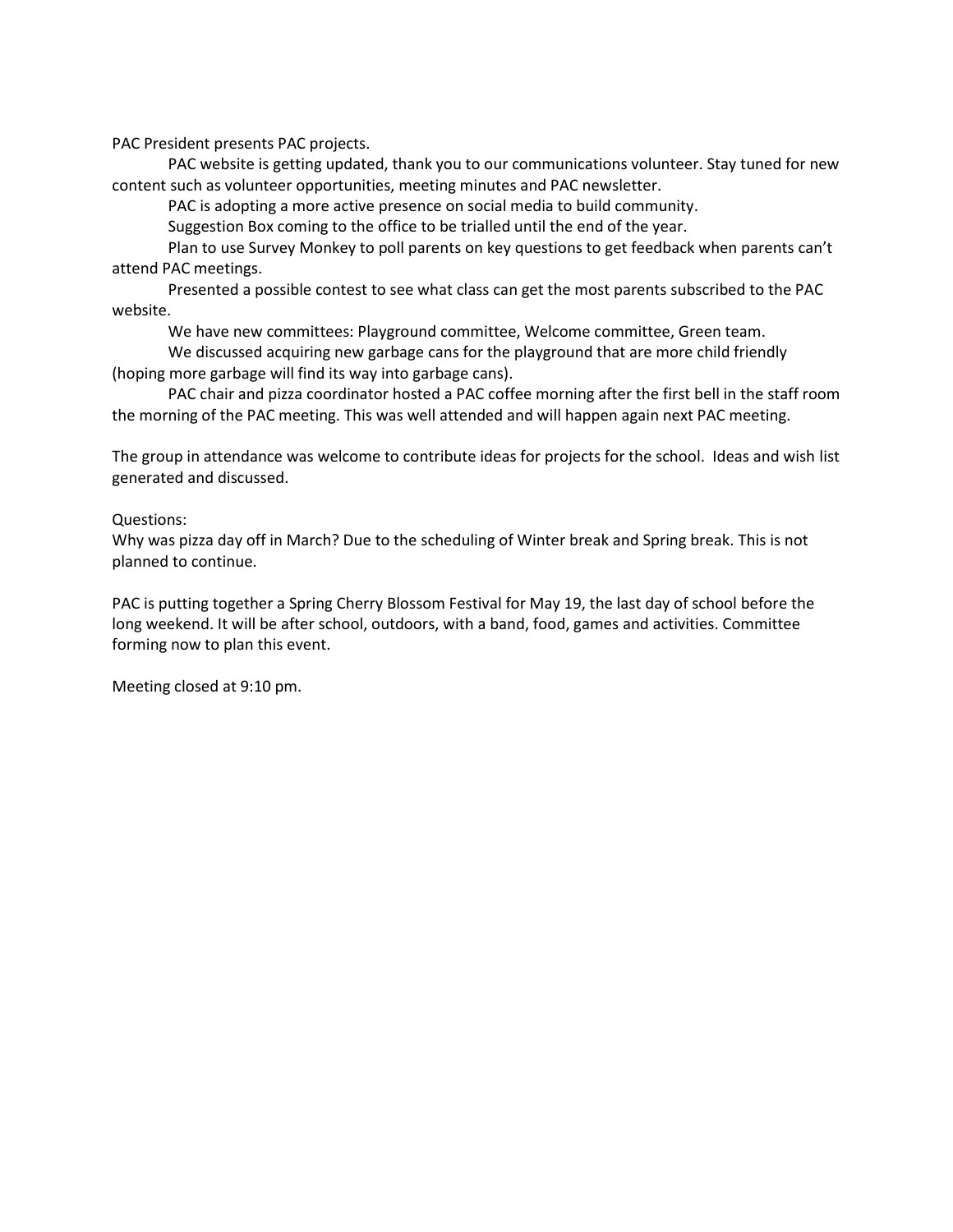PAC President presents PAC projects.

PAC website is getting updated, thank you to our communications volunteer. Stay tuned for new content such as volunteer opportunities, meeting minutes and PAC newsletter.

PAC is adopting a more active presence on social media to build community.

Suggestion Box coming to the office to be trialled until the end of the year.

Plan to use Survey Monkey to poll parents on key questions to get feedback when parents can't attend PAC meetings.

Presented a possible contest to see what class can get the most parents subscribed to the PAC website.

We have new committees: Playground committee, Welcome committee, Green team.

We discussed acquiring new garbage cans for the playground that are more child friendly (hoping more garbage will find its way into garbage cans).

PAC chair and pizza coordinator hosted a PAC coffee morning after the first bell in the staff room the morning of the PAC meeting. This was well attended and will happen again next PAC meeting.

The group in attendance was welcome to contribute ideas for projects for the school. Ideas and wish list generated and discussed.

Questions:
Why was pizza day off in March? Due to the scheduling of Winter break and Spring break. This is not planned to continue.

PAC is putting together a Spring Cherry Blossom Festival for May 19, the last day of school before the long weekend. It will be after school, outdoors, with a band, food, games and activities. Committee forming now to plan this event.

Meeting closed at 9:10 pm.